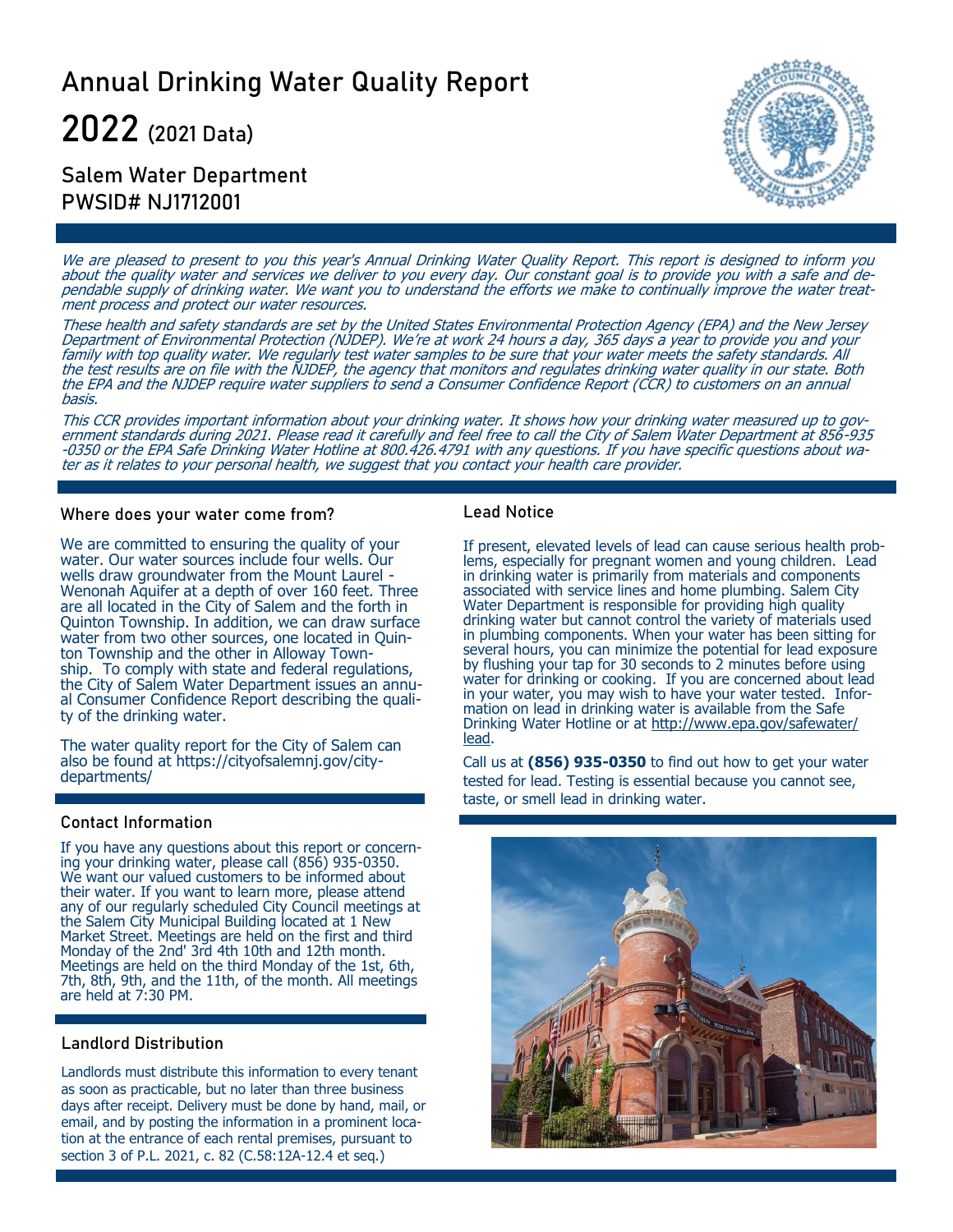# Annual Drinking Water Quality Report

# 2022 (2021 Data)

## Salem Water Department
## PWSID# NJ1712001

*We are pleased to present to you this year's Annual Drinking Water Quality Report. This report is designed to inform you about the quality water and services we deliver to you every day. Our constant goal is to provide you with a safe and dependable supply of drinking water. We want you to understand the efforts we make to continually improve the water treatment process and protect our water resources.*

*These health and safety standards are set by the United States Environmental Protection Agency (EPA) and the New Jersey Department of Environmental Protection (NJDEP). We're at work 24 hours a day, 365 days a year to provide you and your family with top quality water. We regularly test water samples to be sure that your water meets the safety standards. All the test results are on file with the NJDEP, the agency that monitors and regulates drinking water quality in our state. Both the EPA and the NJDEP require water suppliers to send a Consumer Confidence Report (CCR) to customers on an annual basis.*

*This CCR provides important information about your drinking water. It shows how your drinking water measured up to government standards during 2021. Please read it carefully and feel free to call the City of Salem Water Department at 856-935-0350 or the EPA Safe Drinking Water Hotline at 800.426.4791 with any questions. If you have specific questions about water as it relates to your personal health, we suggest that you contact your health care provider.*

### Where does your water come from?

We are committed to ensuring the quality of your water. Our water sources include four wells. Our wells draw groundwater from the Mount Laurel - Wenonah Aquifer at a depth of over 160 feet. Three are all located in the City of Salem and the forth in Quinton Township. In addition, we can draw surface water from two other sources, one located in Quinton Township and the other in Alloway Township. To comply with state and federal regulations, the City of Salem Water Department issues an annual Consumer Confidence Report describing the quality of the drinking water.

The water quality report for the City of Salem can also be found at https://cityofsalemnj.gov/city-departments/

### Contact Information

If you have any questions about this report or concerning your drinking water, please call (856) 935-0350. We want our valued customers to be informed about their water. If you want to learn more, please attend any of our regularly scheduled City Council meetings at the Salem City Municipal Building located at 1 New Market Street. Meetings are held on the first and third Monday of the 2nd' 3rd 4th 10th and 12th month. Meetings are held on the third Monday of the 1st, 6th, 7th, 8th, 9th, and the 11th, of the month. All meetings are held at 7:30 PM.

### Landlord Distribution

Landlords must distribute this information to every tenant as soon as practicable, but no later than three business days after receipt. Delivery must be done by hand, mail, or email, and by posting the information in a prominent location at the entrance of each rental premises, pursuant to section 3 of P.L. 2021, c. 82 (C.58:12A-12.4 et seq.)

### Lead Notice

If present, elevated levels of lead can cause serious health problems, especially for pregnant women and young children. Lead in drinking water is primarily from materials and components associated with service lines and home plumbing. Salem City Water Department is responsible for providing high quality drinking water but cannot control the variety of materials used in plumbing components. When your water has been sitting for several hours, you can minimize the potential for lead exposure by flushing your tap for 30 seconds to 2 minutes before using water for drinking or cooking. If you are concerned about lead in your water, you may wish to have your water tested. Information on lead in drinking water is available from the Safe Drinking Water Hotline or at http://www.epa.gov/safewater/lead.

Call us at **(856) 935-0350** to find out how to get your water tested for lead. Testing is essential because you cannot see, taste, or smell lead in drinking water.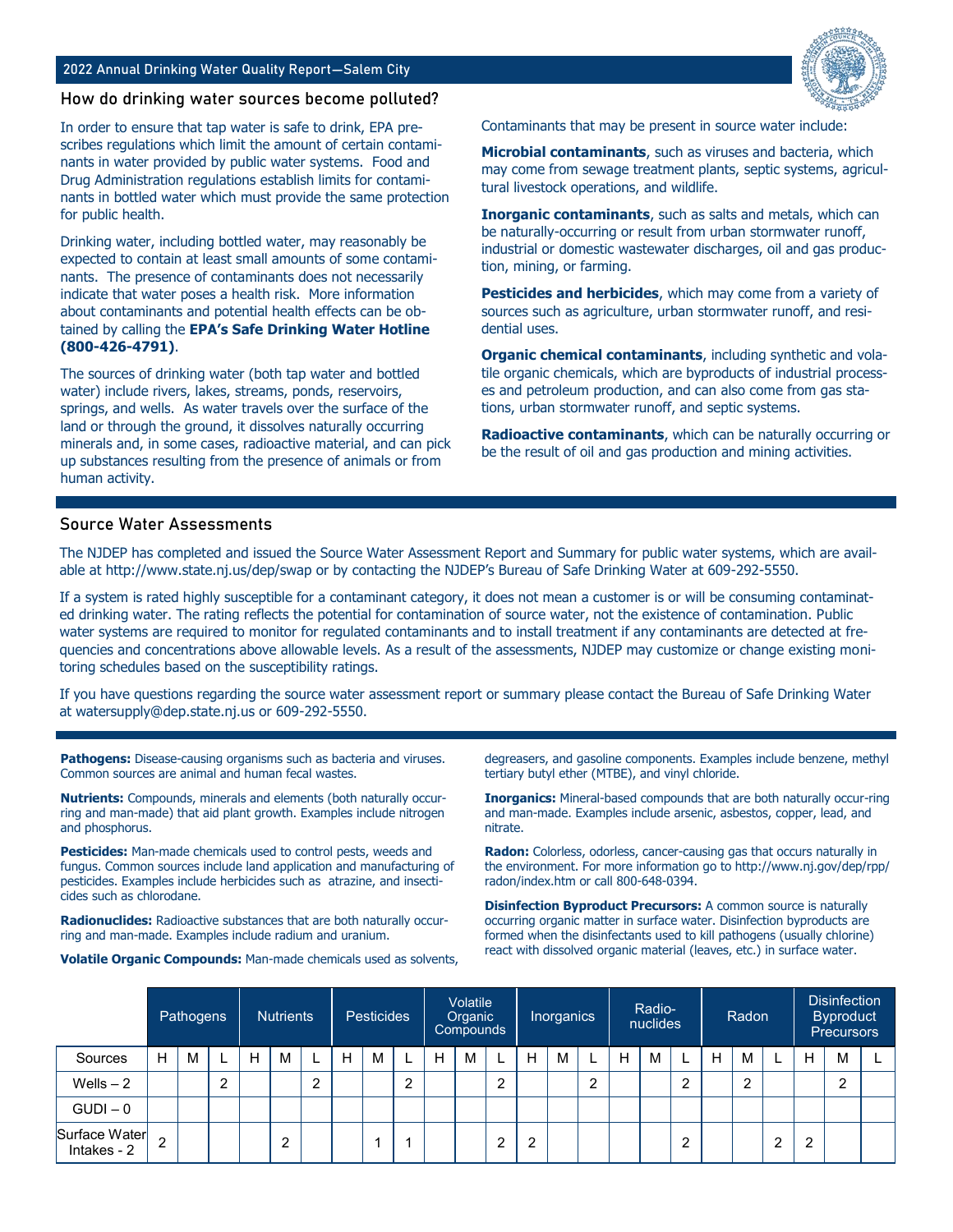## How do drinking water sources become polluted?

In order to ensure that tap water is safe to drink, EPA prescribes regulations which limit the amount of certain contaminants in water provided by public water systems. Food and Drug Administration regulations establish limits for contaminants in bottled water which must provide the same protection for public health.

Drinking water, including bottled water, may reasonably be expected to contain at least small amounts of some contaminants. The presence of contaminants does not necessarily indicate that water poses a health risk. More information about contaminants and potential health effects can be obtained by calling the **EPA's Safe Drinking Water Hotline (800-426-4791)**.

The sources of drinking water (both tap water and bottled water) include rivers, lakes, streams, ponds, reservoirs, springs, and wells. As water travels over the surface of the land or through the ground, it dissolves naturally occurring minerals and, in some cases, radioactive material, and can pick up substances resulting from the presence of animals or from human activity.

Contaminants that may be present in source water include:

**Microbial contaminants**, such as viruses and bacteria, which may come from sewage treatment plants, septic systems, agricultural livestock operations, and wildlife.

**Inorganic contaminants**, such as salts and metals, which can be naturally-occurring or result from urban stormwater runoff, industrial or domestic wastewater discharges, oil and gas production, mining, or farming.

**Pesticides and herbicides**, which may come from a variety of sources such as agriculture, urban stormwater runoff, and residential uses.

**Organic chemical contaminants**, including synthetic and volatile organic chemicals, which are byproducts of industrial processes and petroleum production, and can also come from gas stations, urban stormwater runoff, and septic systems.

**Radioactive contaminants**, which can be naturally occurring or be the result of oil and gas production and mining activities.

## Source Water Assessments

The NJDEP has completed and issued the Source Water Assessment Report and Summary for public water systems, which are available at http://www.state.nj.us/dep/swap or by contacting the NJDEP's Bureau of Safe Drinking Water at 609-292-5550.

If a system is rated highly susceptible for a contaminant category, it does not mean a customer is or will be consuming contaminated drinking water. The rating reflects the potential for contamination of source water, not the existence of contamination. Public water systems are required to monitor for regulated contaminants and to install treatment if any contaminants are detected at frequencies and concentrations above allowable levels. As a result of the assessments, NJDEP may customize or change existing monitoring schedules based on the susceptibility ratings.

If you have questions regarding the source water assessment report or summary please contact the Bureau of Safe Drinking Water at watersupply@dep.state.nj.us or 609-292-5550.

**Pathogens:** Disease-causing organisms such as bacteria and viruses. Common sources are animal and human fecal wastes.

**Nutrients:** Compounds, minerals and elements (both naturally occurring and man-made) that aid plant growth. Examples include nitrogen and phosphorus.

**Pesticides:** Man-made chemicals used to control pests, weeds and fungus. Common sources include land application and manufacturing of pesticides. Examples include herbicides such as atrazine, and insecticides such as chlorodane.

**Radionuclides:** Radioactive substances that are both naturally occurring and man-made. Examples include radium and uranium.

**Volatile Organic Compounds:** Man-made chemicals used as solvents, degreasers, and gasoline components. Examples include benzene, methyl tertiary butyl ether (MTBE), and vinyl chloride.

**Inorganics:** Mineral-based compounds that are both naturally occur-ring and man-made. Examples include arsenic, asbestos, copper, lead, and nitrate.

**Radon:** Colorless, odorless, cancer-causing gas that occurs naturally in the environment. For more information go to http://www.nj.gov/dep/rpp/radon/index.htm or call 800-648-0394.

**Disinfection Byproduct Precursors:** A common source is naturally occurring organic matter in surface water. Disinfection byproducts are formed when the disinfectants used to kill pathogens (usually chlorine) react with dissolved organic material (leaves, etc.) in surface water.

| | Pathogens | | | Nutrients | | | Pesticides | | | Volatile Organic Compounds | | | Inorganics | | | Radio-nuclides | | | Radon | | | Disinfection Byproduct Precursors | | |
|---|---|---|---|---|---|---|---|---|---|---|---|---|---|---|---|---|---|---|---|---|---|---|---|---|
| Sources | H | M | L | H | M | L | H | M | L | H | M | L | H | M | L | H | M | L | H | M | L | H | M | L |
| Wells – 2 | | | 2 | | | 2 | | | 2 | | | 2 | | | 2 | | | 2 | | 2 | | | 2 | |
| GUDI – 0 | | | | | | | | | | | | | | | | | | | | | | | | |
| Surface Water Intakes - 2 | 2 | | | | 2 | | | 1 | 1 | | | 2 | 2 | | | | | 2 | | | 2 | 2 | | |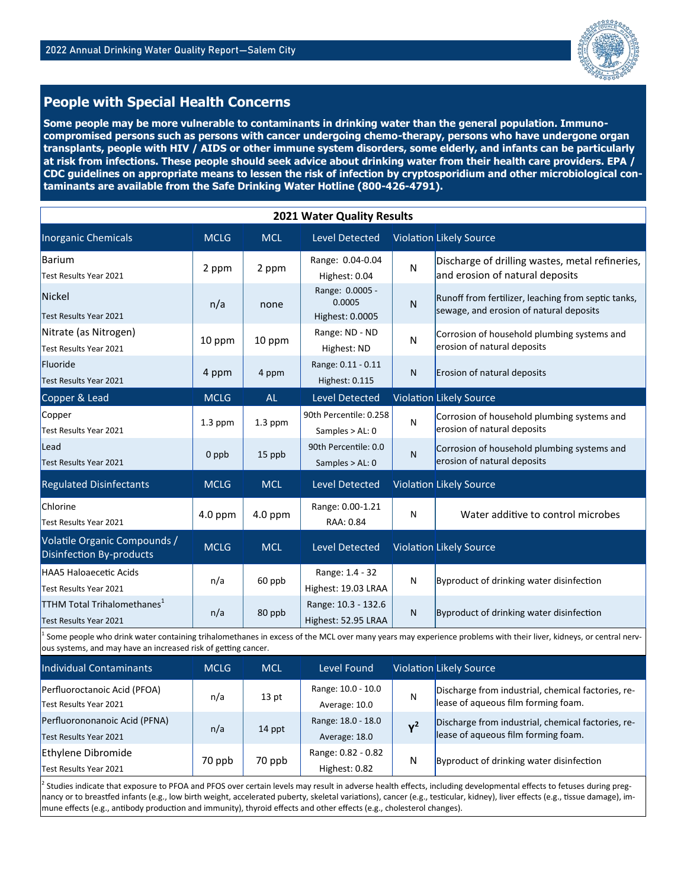## People with Special Health Concerns

**Some people may be more vulnerable to contaminants in drinking water than the general population. Immuno-compromised persons such as persons with cancer undergoing chemo-therapy, persons who have undergone organ transplants, people with HIV / AIDS or other immune system disorders, some elderly, and infants can be particularly at risk from infections. These people should seek advice about drinking water from their health care providers. EPA / CDC guidelines on appropriate means to lessen the risk of infection by cryptosporidium and other microbiological contaminants are available from the Safe Drinking Water Hotline (800-426-4791).**

**2021 Water Quality Results**

| Inorganic Chemicals | MCLG | MCL | Level Detected | Violation | Likely Source |
|---|---|---|---|---|---|
| Barium<br>Test Results Year 2021 | 2 ppm | 2 ppm | Range: 0.04-0.04<br>Highest: 0.04 | N | Discharge of drilling wastes, metal refineries, and erosion of natural deposits |
| Nickel<br>Test Results Year 2021 | n/a | none | Range: 0.0005 - 0.0005<br>Highest: 0.0005 | N | Runoff from fertilizer, leaching from septic tanks, sewage, and erosion of natural deposits |
| Nitrate (as Nitrogen)<br>Test Results Year 2021 | 10 ppm | 10 ppm | Range: ND - ND<br>Highest: ND | N | Corrosion of household plumbing systems and erosion of natural deposits |
| Fluoride<br>Test Results Year 2021 | 4 ppm | 4 ppm | Range: 0.11 - 0.11<br>Highest: 0.115 | N | Erosion of natural deposits |
| **Copper & Lead** | **MCLG** | **AL** | **Level Detected** | **Violation** | **Likely Source** |
| Copper<br>Test Results Year 2021 | 1.3 ppm | 1.3 ppm | 90th Percentile: 0.258<br>Samples > AL: 0 | N | Corrosion of household plumbing systems and erosion of natural deposits |
| Lead<br>Test Results Year 2021 | 0 ppb | 15 ppb | 90th Percentile: 0.0<br>Samples > AL: 0 | N | Corrosion of household plumbing systems and erosion of natural deposits |
| **Regulated Disinfectants** | **MCLG** | **MCL** | **Level Detected** | **Violation** | **Likely Source** |
| Chlorine<br>Test Results Year 2021 | 4.0 ppm | 4.0 ppm | Range: 0.00-1.21<br>RAA: 0.84 | N | Water additive to control microbes |
| **Volatile Organic Compounds / Disinfection By-products** | **MCLG** | **MCL** | **Level Detected** | **Violation** | **Likely Source** |
| HAA5 Haloacetic Acids<br>Test Results Year 2021 | n/a | 60 ppb | Range: 1.4 - 32<br>Highest: 19.03 LRAA | N | Byproduct of drinking water disinfection |
| TTHM Total Trihalomethanes[1]<br>Test Results Year 2021 | n/a | 80 ppb | Range: 10.3 - 132.6<br>Highest: 52.95 LRAA | N | Byproduct of drinking water disinfection |

[1] Some people who drink water containing trihalomethanes in excess of the MCL over many years may experience problems with their liver, kidneys, or central nervous systems, and may have an increased risk of getting cancer.

| Individual Contaminants | MCLG | MCL | Level Found | Violation | Likely Source |
|---|---|---|---|---|---|
| Perfluoroctanoic Acid (PFOA)<br>Test Results Year 2021 | n/a | 13 pt | Range: 10.0 - 10.0<br>Average: 10.0 | N | Discharge from industrial, chemical factories, release of aqueous film forming foam. |
| Perfluorononanoic Acid (PFNA)<br>Test Results Year 2021 | n/a | 14 ppt | Range: 18.0 - 18.0<br>Average: 18.0 | **Y[2]** | Discharge from industrial, chemical factories, release of aqueous film forming foam. |
| Ethylene Dibromide<br>Test Results Year 2021 | 70 ppb | 70 ppb | Range: 0.82 - 0.82<br>Highest: 0.82 | N | Byproduct of drinking water disinfection |

[2] Studies indicate that exposure to PFOA and PFOS over certain levels may result in adverse health effects, including developmental effects to fetuses during pregnancy or to breastfed infants (e.g., low birth weight, accelerated puberty, skeletal variations), cancer (e.g., testicular, kidney), liver effects (e.g., tissue damage), immune effects (e.g., antibody production and immunity), thyroid effects and other effects (e.g., cholesterol changes).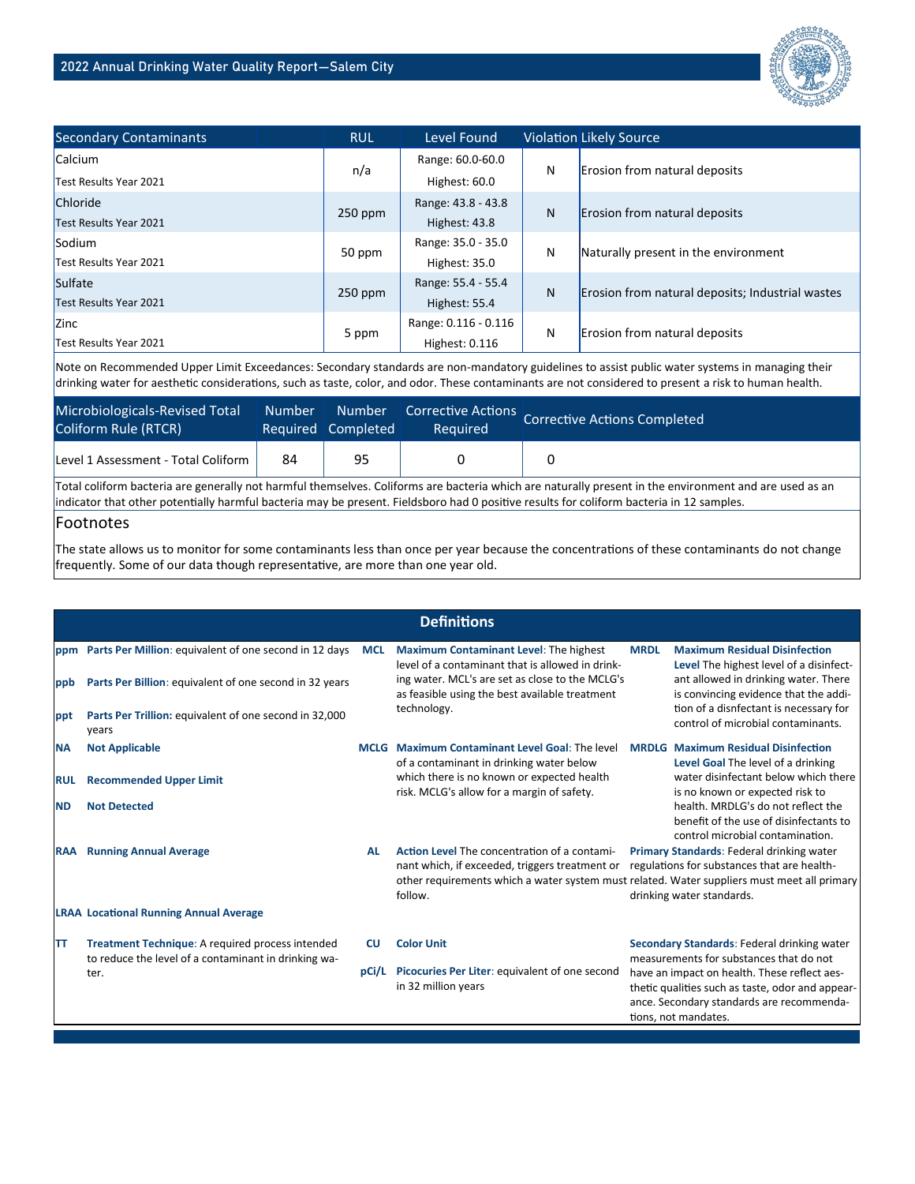| Secondary Contaminants | RUL | Level Found | Violation | Likely Source |
|---|---|---|---|---|
| Calcium<br>Test Results Year 2021 | n/a | Range: 60.0-60.0<br>Highest: 60.0 | N | Erosion from natural deposits |
| Chloride<br>Test Results Year 2021 | 250 ppm | Range: 43.8 - 43.8<br>Highest: 43.8 | N | Erosion from natural deposits |
| Sodium<br>Test Results Year 2021 | 50 ppm | Range: 35.0 - 35.0<br>Highest: 35.0 | N | Naturally present in the environment |
| Sulfate<br>Test Results Year 2021 | 250 ppm | Range: 55.4 - 55.4<br>Highest: 55.4 | N | Erosion from natural deposits; Industrial wastes |
| Zinc<br>Test Results Year 2021 | 5 ppm | Range: 0.116 - 0.116<br>Highest: 0.116 | N | Erosion from natural deposits |

Note on Recommended Upper Limit Exceedances: Secondary standards are non-mandatory guidelines to assist public water systems in managing their drinking water for aesthetic considerations, such as taste, color, and odor. These contaminants are not considered to present a risk to human health.

| Microbiologicals-Revised Total Coliform Rule (RTCR) | Number Required | Number Completed | Corrective Actions Required | Corrective Actions Completed |
|---|---|---|---|---|
| Level 1 Assessment - Total Coliform | 84 | 95 | 0 | 0 |

Total coliform bacteria are generally not harmful themselves. Coliforms are bacteria which are naturally present in the environment and are used as an indicator that other potentially harmful bacteria may be present. Fieldsboro had 0 positive results for coliform bacteria in 12 samples.

## Footnotes

The state allows us to monitor for some contaminants less than once per year because the concentrations of these contaminants do not change frequently. Some of our data though representative, are more than one year old.

## Definitions

**ppm** **Parts Per Million**: equivalent of one second in 12 days

**ppb** **Parts Per Billion**: equivalent of one second in 32 years

**ppt** **Parts Per Trillion:** equivalent of one second in 32,000 years

**NA** **Not Applicable**

**RUL** **Recommended Upper Limit**

**ND** **Not Detected**

**RAA** **Running Annual Average**

**LRAA** **Locational Running Annual Average**

**TT** **Treatment Technique**: A required process intended to reduce the level of a contaminant in drinking water.

**MCL** **Maximum Contaminant Level**: The highest level of a contaminant that is allowed in drinking water. MCL's are set as close to the MCLG's as feasible using the best available treatment technology.

**MCLG** **Maximum Contaminant Level Goal**: The level of a contaminant in drinking water below which there is no known or expected health risk. MCLG's allow for a margin of safety.

**AL** **Action Level** The concentration of a contaminant which, if exceeded, triggers treatment or other requirements which a water system must follow.

**CU** **Color Unit**

**pCi/L** **Picocuries Per Liter**: equivalent of one second in 32 million years

**MRDL** **Maximum Residual Disinfection Level** The highest level of a disinfectant allowed in drinking water. There is convincing evidence that the addition of a disnfectant is necessary for control of microbial contaminants.

**MRDLG** **Maximum Residual Disinfection Level Goal** The level of a drinking water disinfectant below which there is no known or expected risk to health. MRDLG's do not reflect the benefit of the use of disinfectants to control microbial contamination.

**Primary Standards**: Federal drinking water regulations for substances that are health-related. Water suppliers must meet all primary drinking water standards.

**Secondary Standards**: Federal drinking water measurements for substances that do not have an impact on health. These reflect aesthetic qualities such as taste, odor and appearance. Secondary standards are recommendations, not mandates.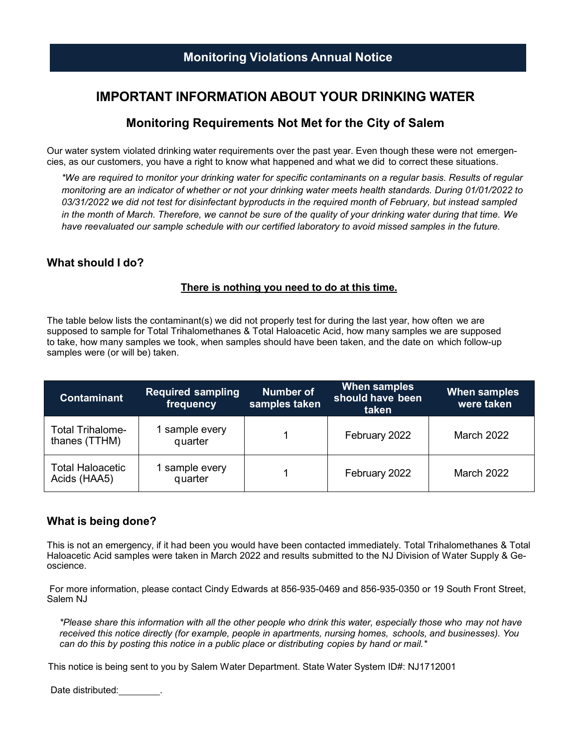## Monitoring Violations Annual Notice

# IMPORTANT INFORMATION ABOUT YOUR DRINKING WATER

## Monitoring Requirements Not Met for the City of Salem

Our water system violated drinking water requirements over the past year. Even though these were not emergencies, as our customers, you have a right to know what happened and what we did to correct these situations.

*\*We are required to monitor your drinking water for specific contaminants on a regular basis. Results of regular monitoring are an indicator of whether or not your drinking water meets health standards. During 01/01/2022 to 03/31/2022 we did not test for disinfectant byproducts in the required month of February, but instead sampled in the month of March. Therefore, we cannot be sure of the quality of your drinking water during that time. We have reevaluated our sample schedule with our certified laboratory to avoid missed samples in the future.*

### What should I do?

**<u>There is nothing you need to do at this time.</u>**

The table below lists the contaminant(s) we did not properly test for during the last year, how often we are supposed to sample for Total Trihalomethanes & Total Haloacetic Acid, how many samples we are supposed to take, how many samples we took, when samples should have been taken, and the date on which follow-up samples were (or will be) taken.

| Contaminant | Required sampling frequency | Number of samples taken | When samples should have been taken | When samples were taken |
|---|---|---|---|---|
| Total Trihalomethanes (TTHM) | 1 sample every quarter | 1 | February 2022 | March 2022 |
| Total Haloacetic Acids (HAA5) | 1 sample every quarter | 1 | February 2022 | March 2022 |

### What is being done?

This is not an emergency, if it had been you would have been contacted immediately. Total Trihalomethanes & Total Haloacetic Acid samples were taken in March 2022 and results submitted to the NJ Division of Water Supply & Geoscience.

For more information, please contact Cindy Edwards at 856-935-0469 and 856-935-0350 or 19 South Front Street, Salem NJ

*\*Please share this information with all the other people who drink this water, especially those who may not have received this notice directly (for example, people in apartments, nursing homes, schools, and businesses). You can do this by posting this notice in a public place or distributing copies by hand or mail.\**

This notice is being sent to you by Salem Water Department. State Water System ID#: NJ1712001

Date distributed:________.